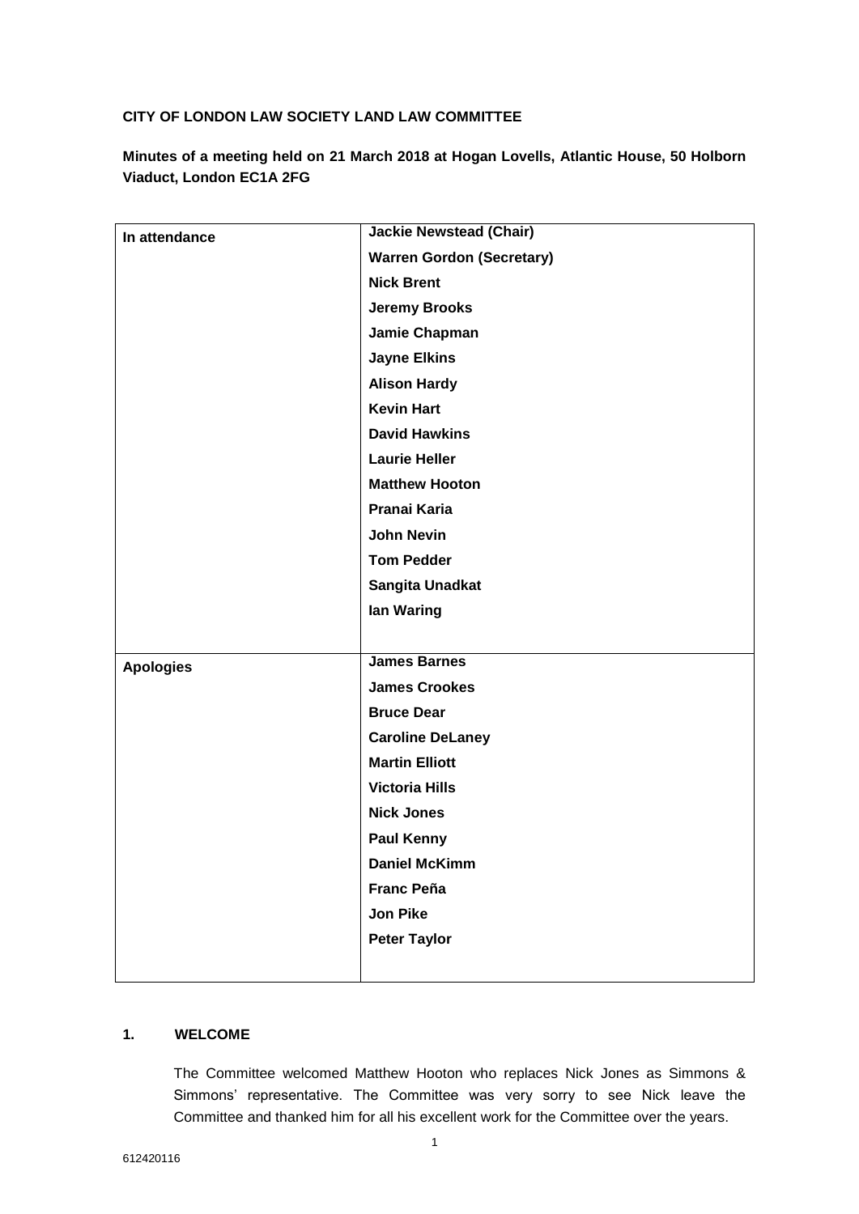**CITY OF LONDON LAW SOCIETY LAND LAW COMMITTEE**

**Minutes of a meeting held on 21 March 2018 at Hogan Lovells, Atlantic House, 50 Holborn Viaduct, London EC1A 2FG**

| | |
|---|---|
| **In attendance** | **Jackie Newstead (Chair)**<br>**Warren Gordon (Secretary)**<br>**Nick Brent**<br>**Jeremy Brooks**<br>**Jamie Chapman**<br>**Jayne Elkins**<br>**Alison Hardy**<br>**Kevin Hart**<br>**David Hawkins**<br>**Laurie Heller**<br>**Matthew Hooton**<br>**Pranai Karia**<br>**John Nevin**<br>**Tom Pedder**<br>**Sangita Unadkat**<br>**Ian Waring** |
| **Apologies** | **James Barnes**<br>**James Crookes**<br>**Bruce Dear**<br>**Caroline DeLaney**<br>**Martin Elliott**<br>**Victoria Hills**<br>**Nick Jones**<br>**Paul Kenny**<br>**Daniel McKimm**<br>**Franc Peña**<br>**Jon Pike**<br>**Peter Taylor** |

## 1. WELCOME

The Committee welcomed Matthew Hooton who replaces Nick Jones as Simmons & Simmons' representative. The Committee was very sorry to see Nick leave the Committee and thanked him for all his excellent work for the Committee over the years.

612420116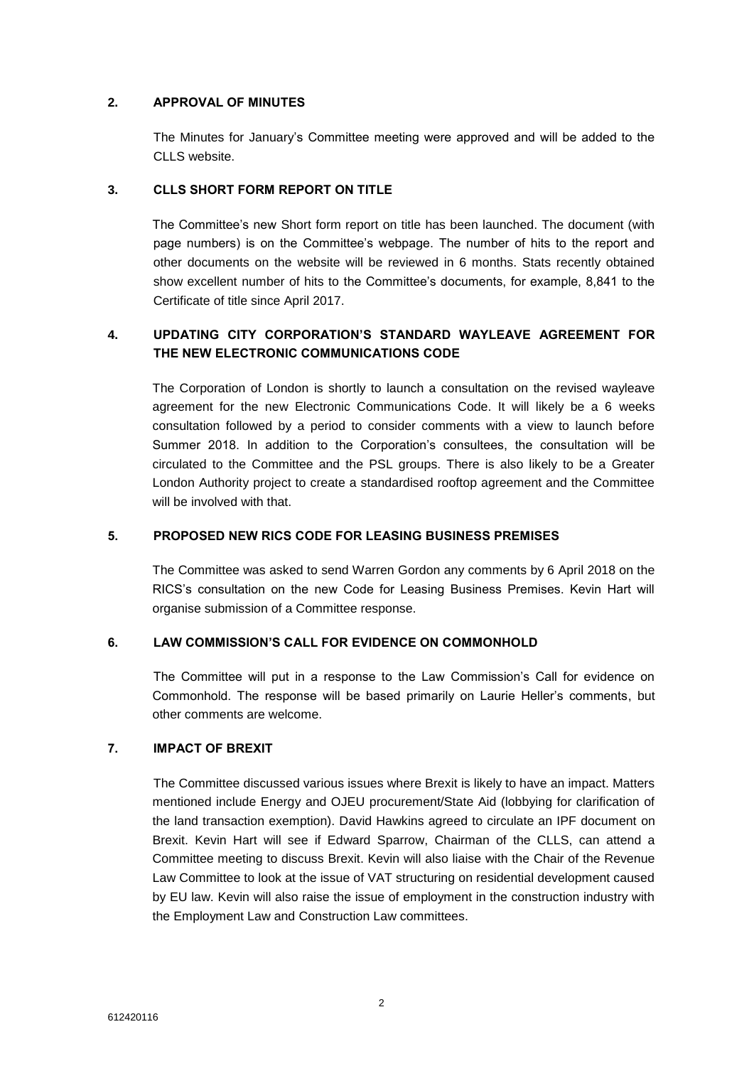## 2. APPROVAL OF MINUTES

The Minutes for January's Committee meeting were approved and will be added to the CLLS website.

## 3. CLLS SHORT FORM REPORT ON TITLE

The Committee's new Short form report on title has been launched. The document (with page numbers) is on the Committee's webpage. The number of hits to the report and other documents on the website will be reviewed in 6 months. Stats recently obtained show excellent number of hits to the Committee's documents, for example, 8,841 to the Certificate of title since April 2017.

## 4. UPDATING CITY CORPORATION'S STANDARD WAYLEAVE AGREEMENT FOR THE NEW ELECTRONIC COMMUNICATIONS CODE

The Corporation of London is shortly to launch a consultation on the revised wayleave agreement for the new Electronic Communications Code. It will likely be a 6 weeks consultation followed by a period to consider comments with a view to launch before Summer 2018. In addition to the Corporation's consultees, the consultation will be circulated to the Committee and the PSL groups. There is also likely to be a Greater London Authority project to create a standardised rooftop agreement and the Committee will be involved with that.

## 5. PROPOSED NEW RICS CODE FOR LEASING BUSINESS PREMISES

The Committee was asked to send Warren Gordon any comments by 6 April 2018 on the RICS's consultation on the new Code for Leasing Business Premises. Kevin Hart will organise submission of a Committee response.

## 6. LAW COMMISSION'S CALL FOR EVIDENCE ON COMMONHOLD

The Committee will put in a response to the Law Commission's Call for evidence on Commonhold. The response will be based primarily on Laurie Heller's comments, but other comments are welcome.

## 7. IMPACT OF BREXIT

The Committee discussed various issues where Brexit is likely to have an impact. Matters mentioned include Energy and OJEU procurement/State Aid (lobbying for clarification of the land transaction exemption). David Hawkins agreed to circulate an IPF document on Brexit. Kevin Hart will see if Edward Sparrow, Chairman of the CLLS, can attend a Committee meeting to discuss Brexit. Kevin will also liaise with the Chair of the Revenue Law Committee to look at the issue of VAT structuring on residential development caused by EU law. Kevin will also raise the issue of employment in the construction industry with the Employment Law and Construction Law committees.

612420116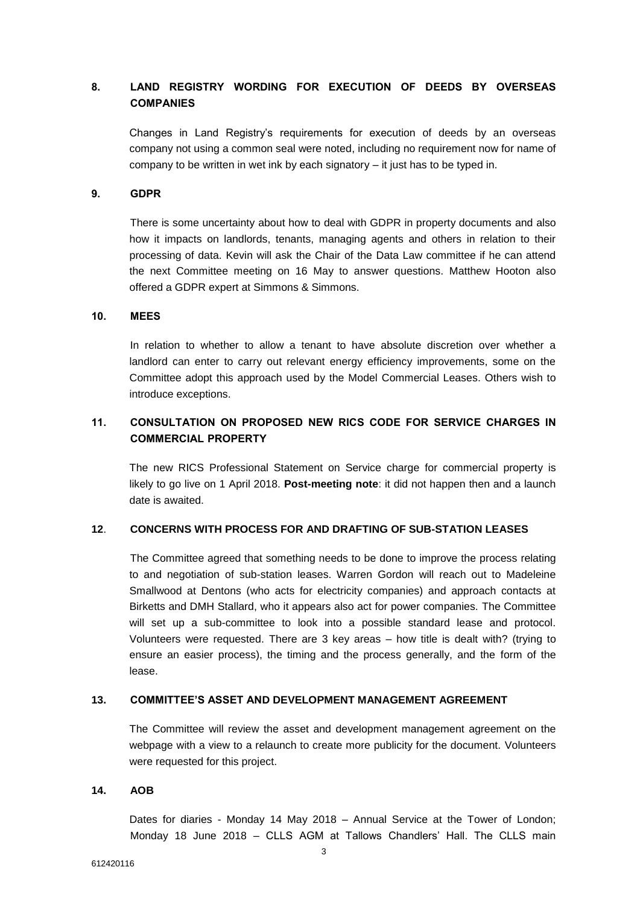## 8. LAND REGISTRY WORDING FOR EXECUTION OF DEEDS BY OVERSEAS COMPANIES

Changes in Land Registry's requirements for execution of deeds by an overseas company not using a common seal were noted, including no requirement now for name of company to be written in wet ink by each signatory – it just has to be typed in.

## 9. GDPR

There is some uncertainty about how to deal with GDPR in property documents and also how it impacts on landlords, tenants, managing agents and others in relation to their processing of data. Kevin will ask the Chair of the Data Law committee if he can attend the next Committee meeting on 16 May to answer questions. Matthew Hooton also offered a GDPR expert at Simmons & Simmons.

## 10. MEES

In relation to whether to allow a tenant to have absolute discretion over whether a landlord can enter to carry out relevant energy efficiency improvements, some on the Committee adopt this approach used by the Model Commercial Leases. Others wish to introduce exceptions.

## 11. CONSULTATION ON PROPOSED NEW RICS CODE FOR SERVICE CHARGES IN COMMERCIAL PROPERTY

The new RICS Professional Statement on Service charge for commercial property is likely to go live on 1 April 2018. **Post-meeting note**: it did not happen then and a launch date is awaited.

## 12. CONCERNS WITH PROCESS FOR AND DRAFTING OF SUB-STATION LEASES

The Committee agreed that something needs to be done to improve the process relating to and negotiation of sub-station leases. Warren Gordon will reach out to Madeleine Smallwood at Dentons (who acts for electricity companies) and approach contacts at Birketts and DMH Stallard, who it appears also act for power companies. The Committee will set up a sub-committee to look into a possible standard lease and protocol. Volunteers were requested. There are 3 key areas – how title is dealt with? (trying to ensure an easier process), the timing and the process generally, and the form of the lease.

## 13. COMMITTEE'S ASSET AND DEVELOPMENT MANAGEMENT AGREEMENT

The Committee will review the asset and development management agreement on the webpage with a view to a relaunch to create more publicity for the document. Volunteers were requested for this project.

## 14. AOB

Dates for diaries - Monday 14 May 2018 – Annual Service at the Tower of London; Monday 18 June 2018 – CLLS AGM at Tallows Chandlers' Hall. The CLLS main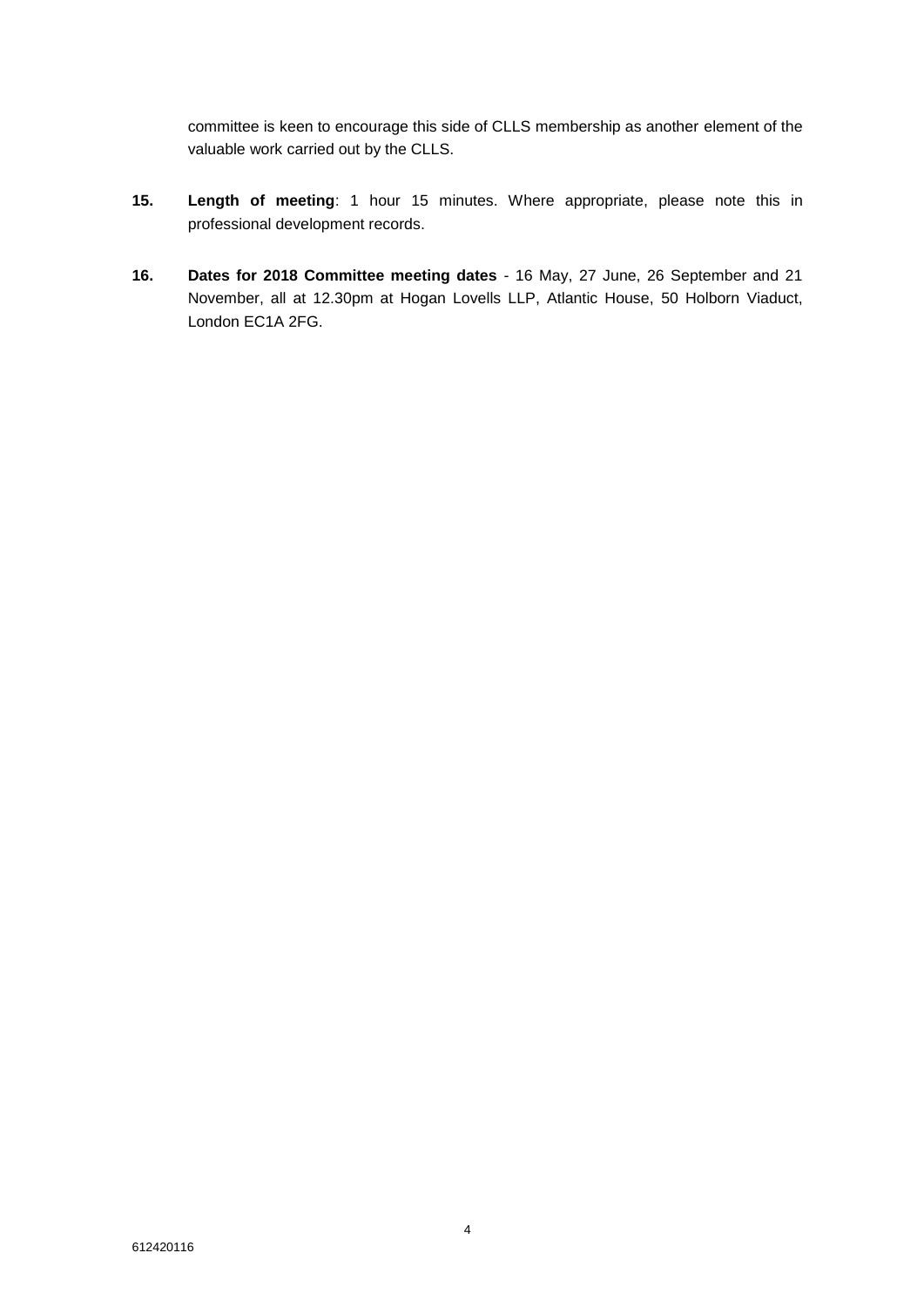committee is keen to encourage this side of CLLS membership as another element of the valuable work carried out by the CLLS.

15. **Length of meeting**: 1 hour 15 minutes. Where appropriate, please note this in professional development records.

16. **Dates for 2018 Committee meeting dates** - 16 May, 27 June, 26 September and 21 November, all at 12.30pm at Hogan Lovells LLP, Atlantic House, 50 Holborn Viaduct, London EC1A 2FG.

612420116